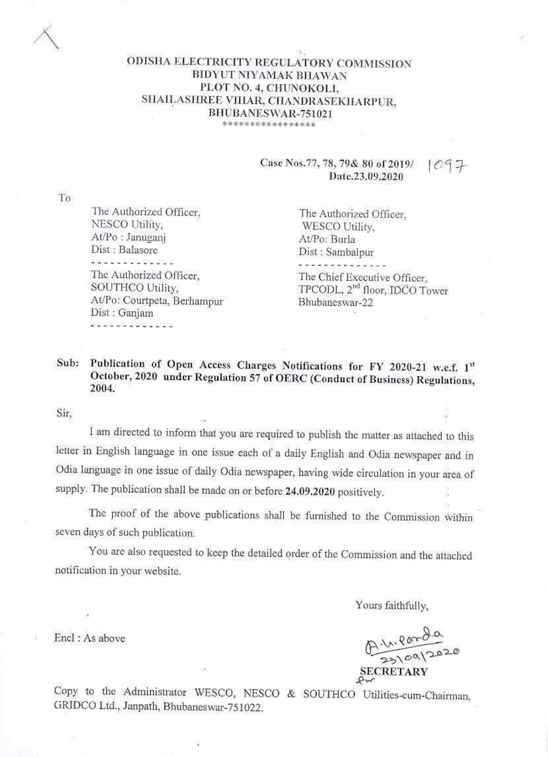# ODISHA ELECTRICITY REGULATORY COMMISSION
## BIDYUT NIYAMAK BHAWAN
## PLOT NO. 4, CHUNOKOLI,
## SHAILASHREE VIHAR, CHANDRASEKHARPUR,
## BHUBANESWAR-751021

\*\*\*\*\*\*\*\*\*\*\*\*\*\*\*\*

**Case Nos.77, 78, 79& 80 of 2019/** 1097
**Date.23.09.2020**

To

The Authorized Officer,
NESCO Utility,
At/Po : Januganj
Dist : Balasore

The Authorized Officer,
WESCO Utility,
At/Po: Burla
Dist : Sambalpur

The Authorized Officer,
SOUTHCO Utility,
At/Po: Courtpeta, Berhampur
Dist : Ganjam

The Chief Executive Officer,
TPCODL, 2nd floor, IDCO Tower
Bhubaneswar-22

**Sub: Publication of Open Access Charges Notifications for FY 2020-21 w.e.f. 1st October, 2020 under Regulation 57 of OERC (Conduct of Business) Regulations, 2004.**

Sir,

I am directed to inform that you are required to publish the matter as attached to this letter in English language in one issue each of a daily English and Odia newspaper and in Odia language in one issue of daily Odia newspaper, having wide circulation in your area of supply. The publication shall be made on or before **24.09.2020** positively.

The proof of the above publications shall be furnished to the Commission within seven days of such publication.

You are also requested to keep the detailed order of the Commission and the attached notification in your website.

Yours faithfully,

A.K. Panda
23/09/2020
**SECRETARY**

Encl : As above

Copy to the Administrator WESCO, NESCO & SOUTHCO Utilities-cum-Chairman, GRIDCO Ltd., Janpath, Bhubaneswar-751022.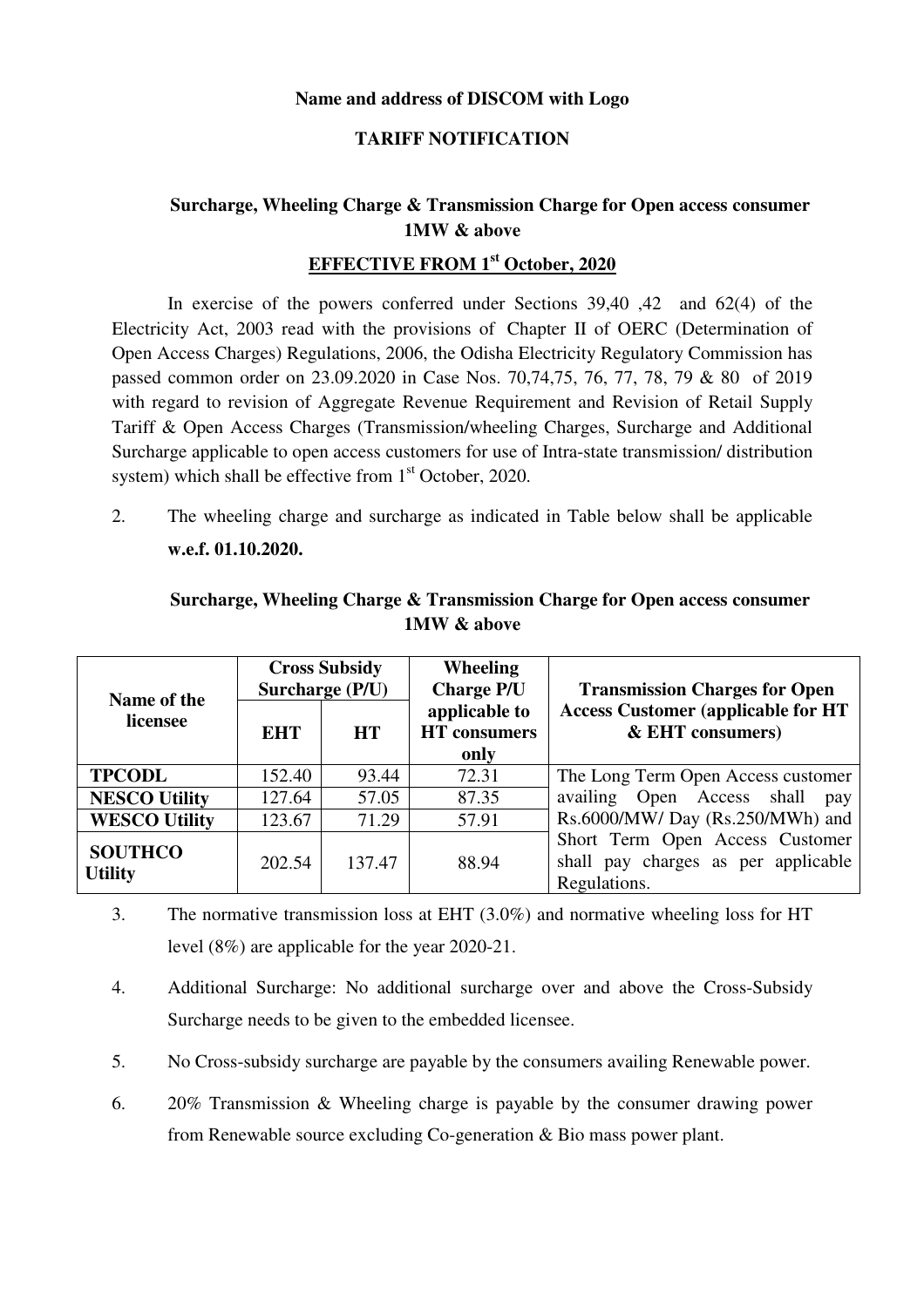**Name and address of DISCOM with Logo**

**TARIFF NOTIFICATION**

## Surcharge, Wheeling Charge & Transmission Charge for Open access consumer 1MW & above

**EFFECTIVE FROM 1st October, 2020**

In exercise of the powers conferred under Sections 39,40 ,42 and 62(4) of the Electricity Act, 2003 read with the provisions of Chapter II of OERC (Determination of Open Access Charges) Regulations, 2006, the Odisha Electricity Regulatory Commission has passed common order on 23.09.2020 in Case Nos. 70,74,75, 76, 77, 78, 79 & 80 of 2019 with regard to revision of Aggregate Revenue Requirement and Revision of Retail Supply Tariff & Open Access Charges (Transmission/wheeling Charges, Surcharge and Additional Surcharge applicable to open access customers for use of Intra-state transmission/ distribution system) which shall be effective from 1st October, 2020.

2. The wheeling charge and surcharge as indicated in Table below shall be applicable **w.e.f. 01.10.2020.**

**Surcharge, Wheeling Charge & Transmission Charge for Open access consumer 1MW & above**

| Name of the licensee | Cross Subsidy Surcharge (P/U) | | Wheeling Charge P/U applicable to HT consumers only | Transmission Charges for Open Access Customer (applicable for HT & EHT consumers) |
|---|---|---|---|---|
| | EHT | HT | | |
| TPCODL | 152.40 | 93.44 | 72.31 | The Long Term Open Access customer availing Open Access shall pay Rs.6000/MW/ Day (Rs.250/MWh) and Short Term Open Access Customer shall pay charges as per applicable Regulations. |
| NESCO Utility | 127.64 | 57.05 | 87.35 | |
| WESCO Utility | 123.67 | 71.29 | 57.91 | |
| SOUTHCO Utility | 202.54 | 137.47 | 88.94 | |

3. The normative transmission loss at EHT (3.0%) and normative wheeling loss for HT level (8%) are applicable for the year 2020-21.

4. Additional Surcharge: No additional surcharge over and above the Cross-Subsidy Surcharge needs to be given to the embedded licensee.

5. No Cross-subsidy surcharge are payable by the consumers availing Renewable power.

6. 20% Transmission & Wheeling charge is payable by the consumer drawing power from Renewable source excluding Co-generation & Bio mass power plant.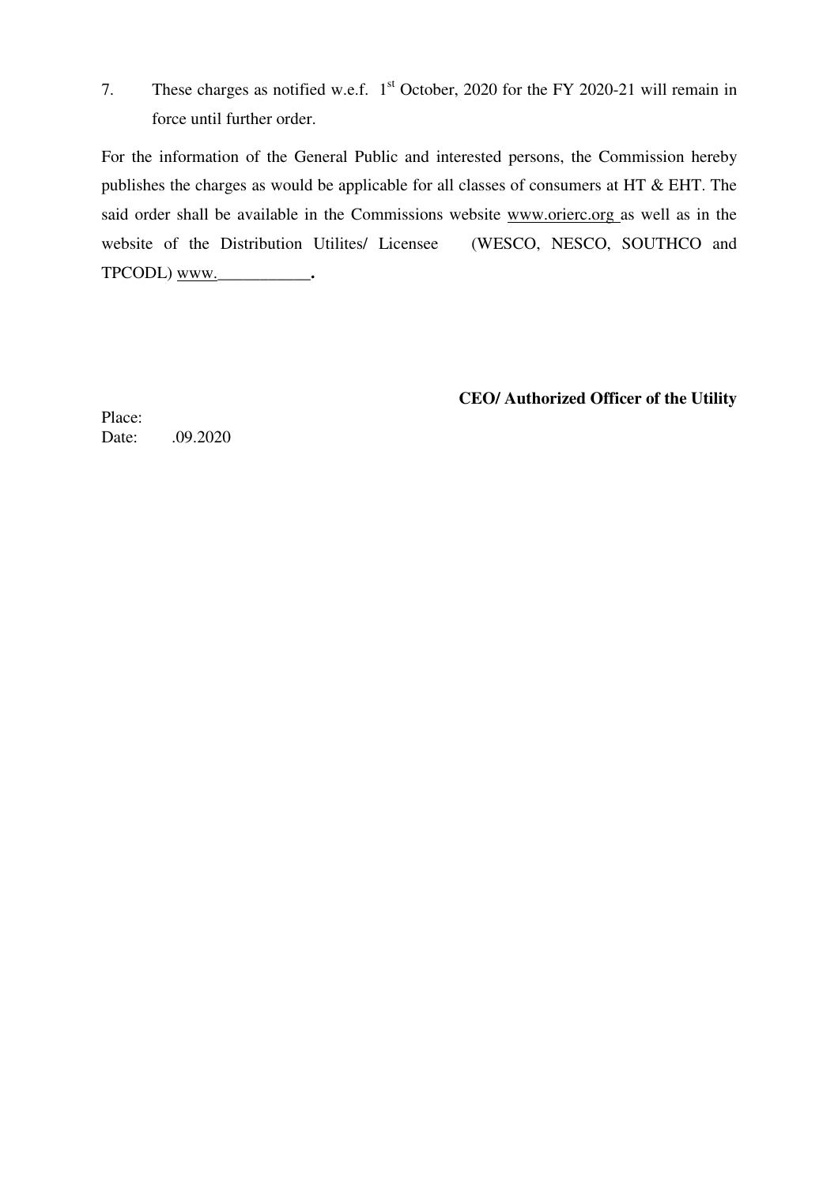7. These charges as notified w.e.f. 1st October, 2020 for the FY 2020-21 will remain in force until further order.

For the information of the General Public and interested persons, the Commission hereby publishes the charges as would be applicable for all classes of consumers at HT & EHT. The said order shall be available in the Commissions website www.orierc.org as well as in the website of the Distribution Utilites/ Licensee (WESCO, NESCO, SOUTHCO and TPCODL) www.___________**.**

**CEO/ Authorized Officer of the Utility**

Place:
Date: .09.2020